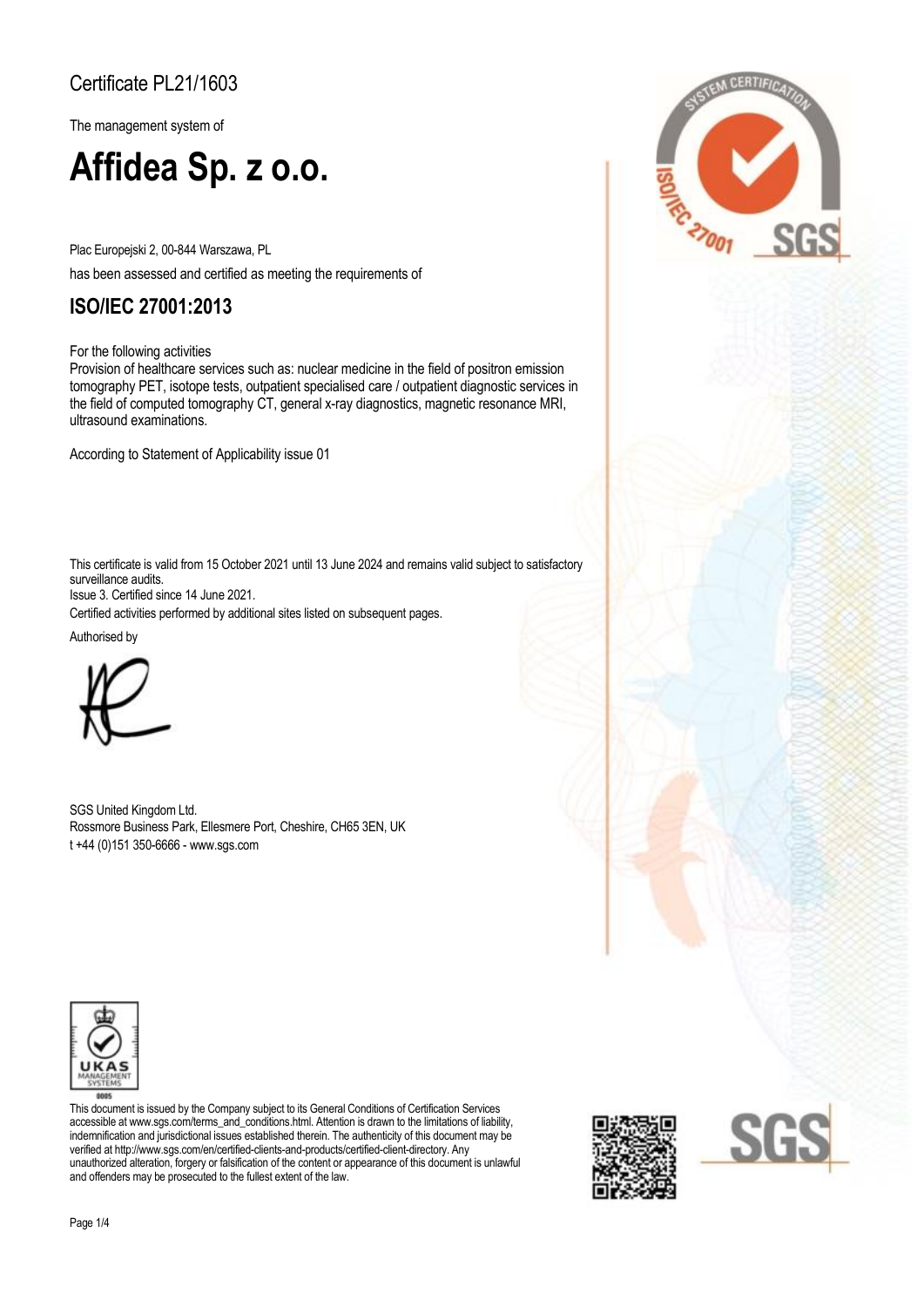Certificate PL21/1603

The management system of

# Affidea Sp. z o.o.

Plac Europejski 2, 00-844 Warszawa, PL

has been assessed and certified as meeting the requirements of

## ISO/IEC 27001:2013

For the following activities

Provision of healthcare services such as: nuclear medicine in the field of positron emission tomography PET, isotope tests, outpatient specialised care / outpatient diagnostic services in the field of computed tomography CT, general x-ray diagnostics, magnetic resonance MRI, ultrasound examinations.

According to Statement of Applicability issue 01

This certificate is valid from 15 October 2021 until 13 June 2024 and remains valid subject to satisfactory surveillance audits.

Issue 3. Certified since 14 June 2021.

Certified activities performed by additional sites listed on subsequent pages.

Authorised by

SGS United Kingdom Ltd.
Rossmore Business Park, Ellesmere Port, Cheshire, CH65 3EN, UK
t +44 (0)151 350-6666 - www.sgs.com

This document is issued by the Company subject to its General Conditions of Certification Services accessible at www.sgs.com/terms_and_conditions.html. Attention is drawn to the limitations of liability, indemnification and jurisdictional issues established therein. The authenticity of this document may be verified at http://www.sgs.com/en/certified-clients-and-products/certified-client-directory. Any unauthorized alteration, forgery or falsification of the content or appearance of this document is unlawful and offenders may be prosecuted to the fullest extent of the law.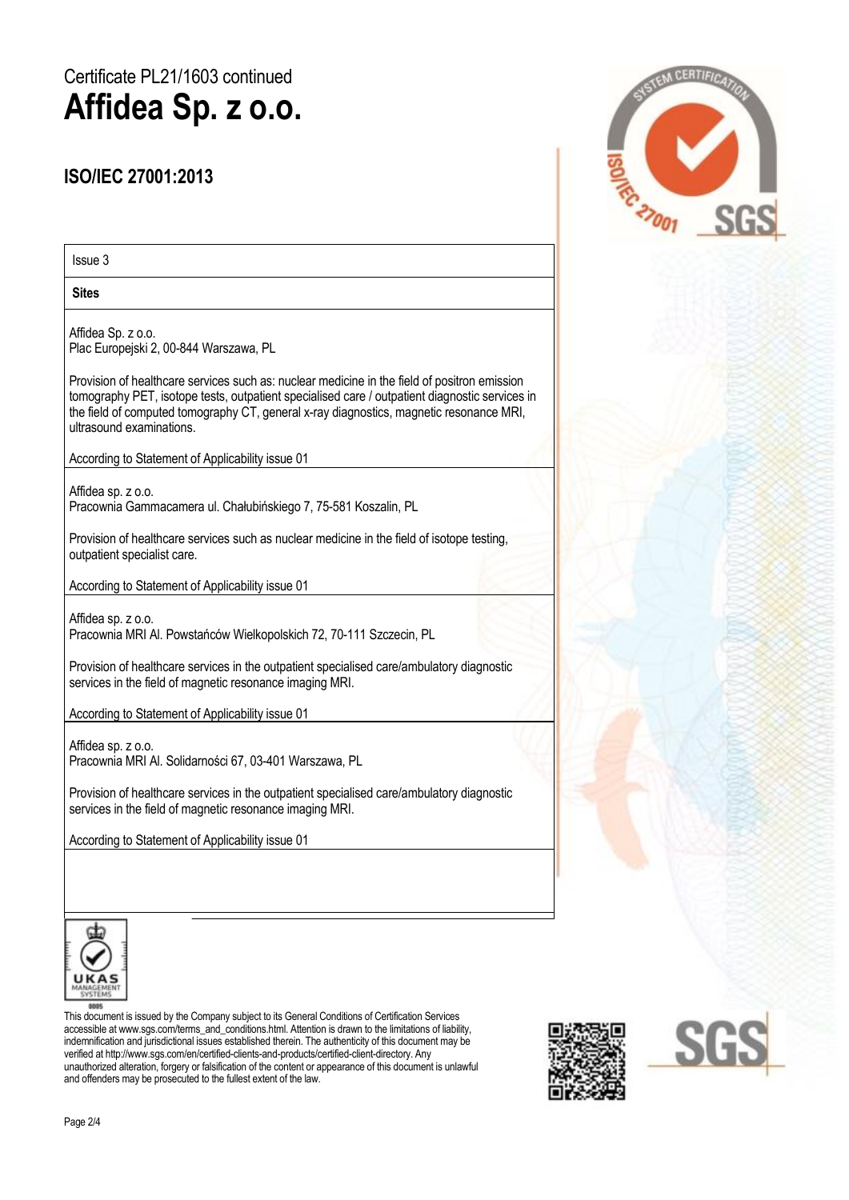Certificate PL21/1603 continued

# Affidea Sp. z o.o.

## ISO/IEC 27001:2013

Issue 3

**Sites**

Affidea Sp. z o.o.
Plac Europejski 2, 00-844 Warszawa, PL

Provision of healthcare services such as: nuclear medicine in the field of positron emission tomography PET, isotope tests, outpatient specialised care / outpatient diagnostic services in the field of computed tomography CT, general x-ray diagnostics, magnetic resonance MRI, ultrasound examinations.

According to Statement of Applicability issue 01

Affidea sp. z o.o.
Pracownia Gammacamera ul. Chałubińskiego 7, 75-581 Koszalin, PL

Provision of healthcare services such as nuclear medicine in the field of isotope testing, outpatient specialist care.

According to Statement of Applicability issue 01

Affidea sp. z o.o.
Pracownia MRI Al. Powstańców Wielkopolskich 72, 70-111 Szczecin, PL

Provision of healthcare services in the outpatient specialised care/ambulatory diagnostic services in the field of magnetic resonance imaging MRI.

According to Statement of Applicability issue 01

Affidea sp. z o.o.
Pracownia MRI Al. Solidarności 67, 03-401 Warszawa, PL

Provision of healthcare services in the outpatient specialised care/ambulatory diagnostic services in the field of magnetic resonance imaging MRI.

According to Statement of Applicability issue 01

This document is issued by the Company subject to its General Conditions of Certification Services accessible at www.sgs.com/terms_and_conditions.html. Attention is drawn to the limitations of liability, indemnification and jurisdictional issues established therein. The authenticity of this document may be verified at http://www.sgs.com/en/certified-clients-and-products/certified-client-directory. Any unauthorized alteration, forgery or falsification of the content or appearance of this document is unlawful and offenders may be prosecuted to the fullest extent of the law.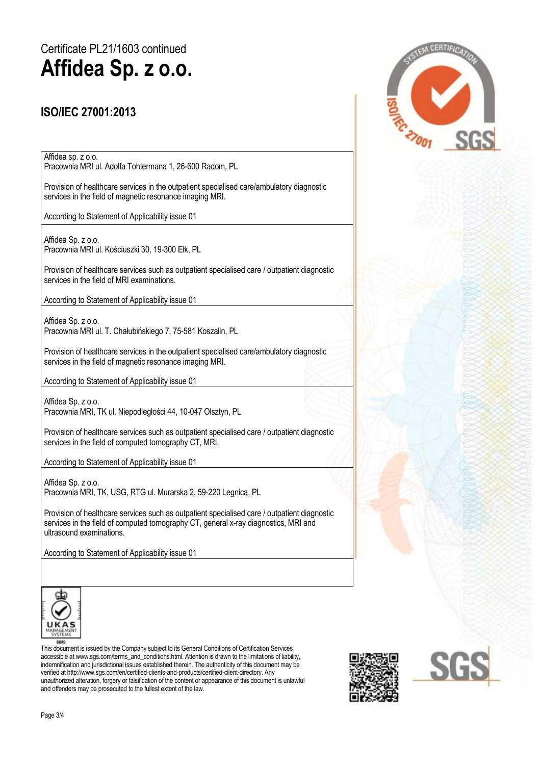Certificate PL21/1603 continued

# Affidea Sp. z o.o.

## ISO/IEC 27001:2013

Affidea sp. z o.o.
Pracownia MRI ul. Adolfa Tohtermana 1, 26-600 Radom, PL

Provision of healthcare services in the outpatient specialised care/ambulatory diagnostic services in the field of magnetic resonance imaging MRI.

According to Statement of Applicability issue 01

---

Affidea Sp. z o.o.
Pracownia MRI ul. Kościuszki 30, 19-300 Ełk, PL

Provision of healthcare services such as outpatient specialised care / outpatient diagnostic services in the field of MRI examinations.

According to Statement of Applicability issue 01

---

Affidea Sp. z o.o.
Pracownia MRI ul. T. Chałubińskiego 7, 75-581 Koszalin, PL

Provision of healthcare services in the outpatient specialised care/ambulatory diagnostic services in the field of magnetic resonance imaging MRI.

According to Statement of Applicability issue 01

---

Affidea Sp. z o.o.
Pracownia MRI, TK ul. Niepodległości 44, 10-047 Olsztyn, PL

Provision of healthcare services such as outpatient specialised care / outpatient diagnostic services in the field of computed tomography CT, MRI.

According to Statement of Applicability issue 01

---

Affidea Sp. z o.o.
Pracownia MRI, TK, USG, RTG ul. Murarska 2, 59-220 Legnica, PL

Provision of healthcare services such as outpatient specialised care / outpatient diagnostic services in the field of computed tomography CT, general x-ray diagnostics, MRI and ultrasound examinations.

According to Statement of Applicability issue 01

---

This document is issued by the Company subject to its General Conditions of Certification Services accessible at www.sgs.com/terms_and_conditions.html. Attention is drawn to the limitations of liability, indemnification and jurisdictional issues established therein. The authenticity of this document may be verified at http://www.sgs.com/en/certified-clients-and-products/certified-client-directory. Any unauthorized alteration, forgery or falsification of the content or appearance of this document is unlawful and offenders may be prosecuted to the fullest extent of the law.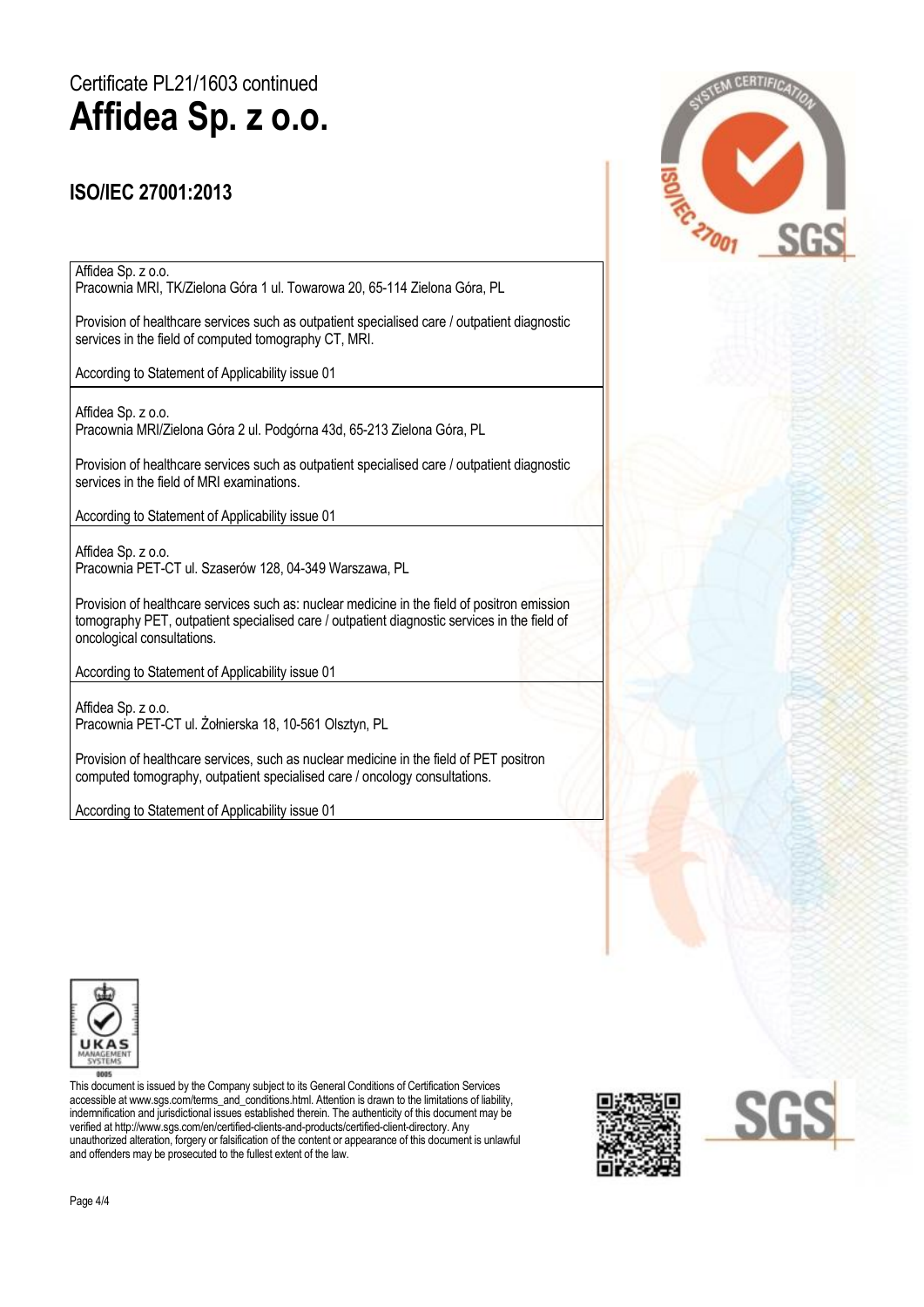Certificate PL21/1603 continued

# Affidea Sp. z o.o.

## ISO/IEC 27001:2013

Affidea Sp. z o.o.
Pracownia MRI, TK/Zielona Góra 1 ul. Towarowa 20, 65-114 Zielona Góra, PL

Provision of healthcare services such as outpatient specialised care / outpatient diagnostic services in the field of computed tomography CT, MRI.

According to Statement of Applicability issue 01

Affidea Sp. z o.o.
Pracownia MRI/Zielona Góra 2 ul. Podgórna 43d, 65-213 Zielona Góra, PL

Provision of healthcare services such as outpatient specialised care / outpatient diagnostic services in the field of MRI examinations.

According to Statement of Applicability issue 01

Affidea Sp. z o.o.
Pracownia PET-CT ul. Szaserów 128, 04-349 Warszawa, PL

Provision of healthcare services such as: nuclear medicine in the field of positron emission tomography PET, outpatient specialised care / outpatient diagnostic services in the field of oncological consultations.

According to Statement of Applicability issue 01

Affidea Sp. z o.o.
Pracownia PET-CT ul. Żołnierska 18, 10-561 Olsztyn, PL

Provision of healthcare services, such as nuclear medicine in the field of PET positron computed tomography, outpatient specialised care / oncology consultations.

According to Statement of Applicability issue 01

This document is issued by the Company subject to its General Conditions of Certification Services accessible at www.sgs.com/terms_and_conditions.html. Attention is drawn to the limitations of liability, indemnification and jurisdictional issues established therein. The authenticity of this document may be verified at http://www.sgs.com/en/certified-clients-and-products/certified-client-directory. Any unauthorized alteration, forgery or falsification of the content or appearance of this document is unlawful and offenders may be prosecuted to the fullest extent of the law.